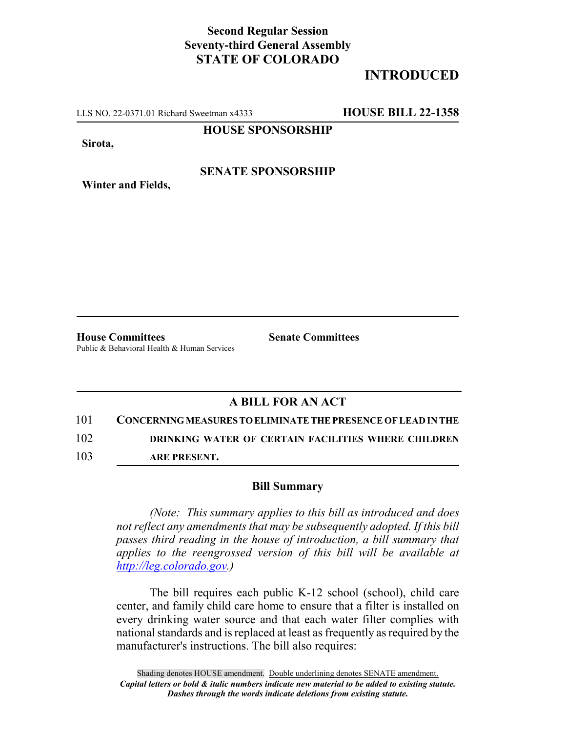**Second Regular Session**
**Seventy-third General Assembly**
**STATE OF COLORADO**

# INTRODUCED

LLS NO. 22-0371.01 Richard Sweetman x4333 **HOUSE BILL 22-1358**

**HOUSE SPONSORSHIP**

**Sirota,**

**SENATE SPONSORSHIP**

**Winter and Fields,**

**House Committees**
Public & Behavioral Health & Human Services

**Senate Committees**

## A BILL FOR AN ACT

101 **CONCERNING MEASURES TO ELIMINATE THE PRESENCE OF LEAD IN THE**
102 **DRINKING WATER OF CERTAIN FACILITIES WHERE CHILDREN**
103 **ARE PRESENT.**

### Bill Summary

*(Note: This summary applies to this bill as introduced and does not reflect any amendments that may be subsequently adopted. If this bill passes third reading in the house of introduction, a bill summary that applies to the reengrossed version of this bill will be available at http://leg.colorado.gov.)*

The bill requires each public K-12 school (school), child care center, and family child care home to ensure that a filter is installed on every drinking water source and that each water filter complies with national standards and is replaced at least as frequently as required by the manufacturer's instructions. The bill also requires:

Shading denotes HOUSE amendment. Double underlining denotes SENATE amendment.
***Capital letters or bold & italic numbers indicate new material to be added to existing statute.***
***Dashes through the words indicate deletions from existing statute.***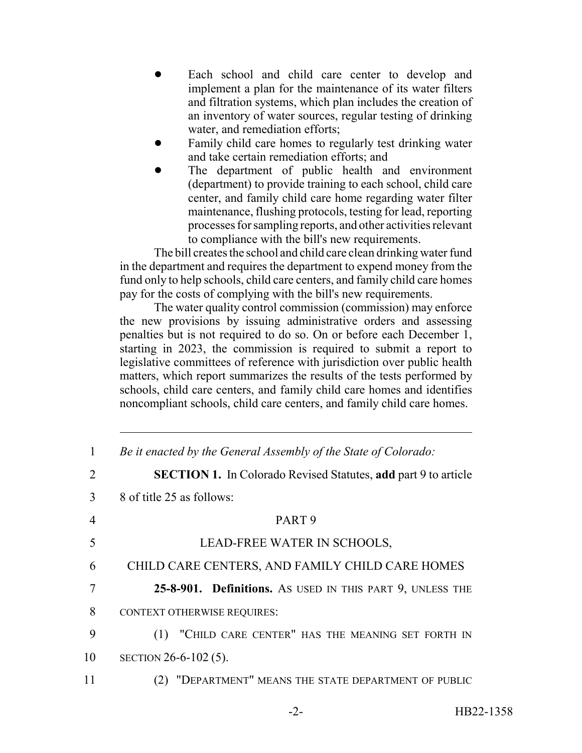- Each school and child care center to develop and implement a plan for the maintenance of its water filters and filtration systems, which plan includes the creation of an inventory of water sources, regular testing of drinking water, and remediation efforts;
- Family child care homes to regularly test drinking water and take certain remediation efforts; and
- The department of public health and environment (department) to provide training to each school, child care center, and family child care home regarding water filter maintenance, flushing protocols, testing for lead, reporting processes for sampling reports, and other activities relevant to compliance with the bill's new requirements.

The bill creates the school and child care clean drinking water fund in the department and requires the department to expend money from the fund only to help schools, child care centers, and family child care homes pay for the costs of complying with the bill's new requirements.

The water quality control commission (commission) may enforce the new provisions by issuing administrative orders and assessing penalties but is not required to do so. On or before each December 1, starting in 2023, the commission is required to submit a report to legislative committees of reference with jurisdiction over public health matters, which report summarizes the results of the tests performed by schools, child care centers, and family child care homes and identifies noncompliant schools, child care centers, and family child care homes.

---

1 *Be it enacted by the General Assembly of the State of Colorado:*

2 **SECTION 1.** In Colorado Revised Statutes, **add** part 9 to article
3 8 of title 25 as follows:

4 PART 9

5 LEAD-FREE WATER IN SCHOOLS,

6 CHILD CARE CENTERS, AND FAMILY CHILD CARE HOMES

7 **25-8-901. Definitions.** AS USED IN THIS PART 9, UNLESS THE
8 CONTEXT OTHERWISE REQUIRES:

9 (1) "CHILD CARE CENTER" HAS THE MEANING SET FORTH IN
10 SECTION 26-6-102 (5).

11 (2) "DEPARTMENT" MEANS THE STATE DEPARTMENT OF PUBLIC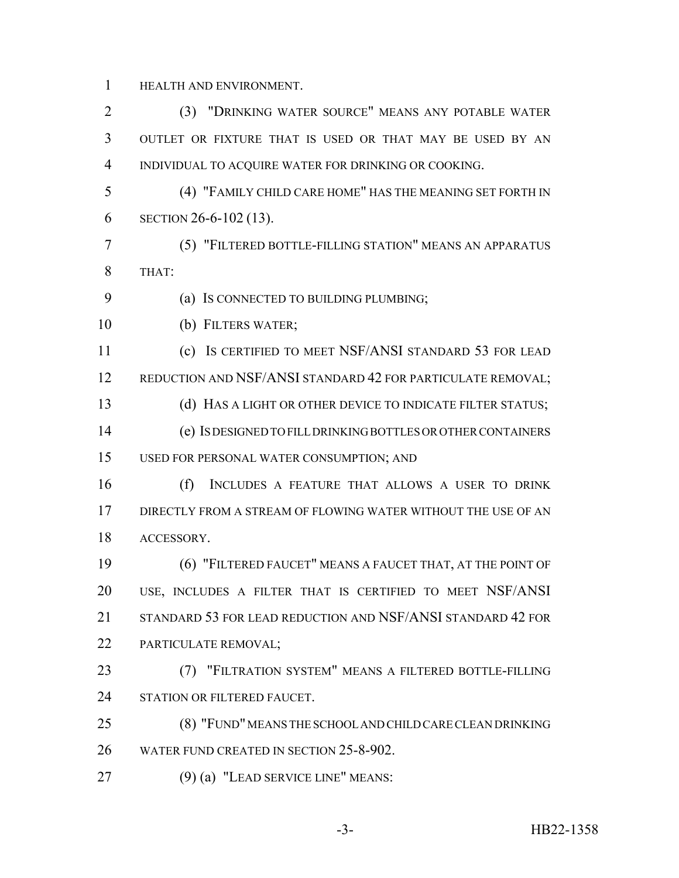HEALTH AND ENVIRONMENT.

(3) "DRINKING WATER SOURCE" MEANS ANY POTABLE WATER OUTLET OR FIXTURE THAT IS USED OR THAT MAY BE USED BY AN INDIVIDUAL TO ACQUIRE WATER FOR DRINKING OR COOKING.

(4) "FAMILY CHILD CARE HOME" HAS THE MEANING SET FORTH IN SECTION 26-6-102 (13).

(5) "FILTERED BOTTLE-FILLING STATION" MEANS AN APPARATUS THAT:

(a) IS CONNECTED TO BUILDING PLUMBING;

(b) FILTERS WATER;

(c) IS CERTIFIED TO MEET NSF/ANSI STANDARD 53 FOR LEAD REDUCTION AND NSF/ANSI STANDARD 42 FOR PARTICULATE REMOVAL;

(d) HAS A LIGHT OR OTHER DEVICE TO INDICATE FILTER STATUS;

(e) IS DESIGNED TO FILL DRINKING BOTTLES OR OTHER CONTAINERS USED FOR PERSONAL WATER CONSUMPTION; AND

(f) INCLUDES A FEATURE THAT ALLOWS A USER TO DRINK DIRECTLY FROM A STREAM OF FLOWING WATER WITHOUT THE USE OF AN ACCESSORY.

(6) "FILTERED FAUCET" MEANS A FAUCET THAT, AT THE POINT OF USE, INCLUDES A FILTER THAT IS CERTIFIED TO MEET NSF/ANSI STANDARD 53 FOR LEAD REDUCTION AND NSF/ANSI STANDARD 42 FOR PARTICULATE REMOVAL;

(7) "FILTRATION SYSTEM" MEANS A FILTERED BOTTLE-FILLING STATION OR FILTERED FAUCET.

(8) "FUND" MEANS THE SCHOOL AND CHILD CARE CLEAN DRINKING WATER FUND CREATED IN SECTION 25-8-902.

(9) (a) "LEAD SERVICE LINE" MEANS: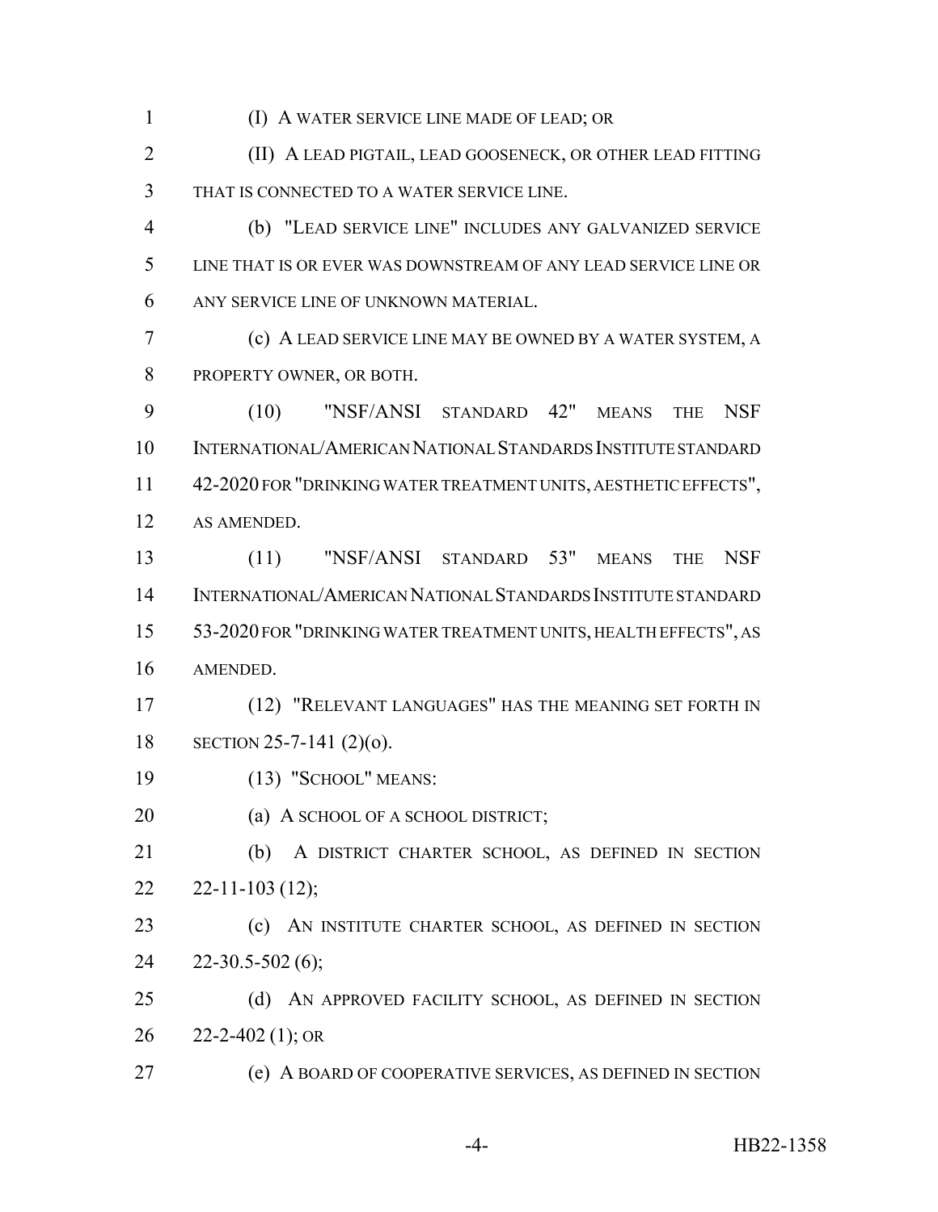(I) A WATER SERVICE LINE MADE OF LEAD; OR

(II) A LEAD PIGTAIL, LEAD GOOSENECK, OR OTHER LEAD FITTING THAT IS CONNECTED TO A WATER SERVICE LINE.

(b) "LEAD SERVICE LINE" INCLUDES ANY GALVANIZED SERVICE LINE THAT IS OR EVER WAS DOWNSTREAM OF ANY LEAD SERVICE LINE OR ANY SERVICE LINE OF UNKNOWN MATERIAL.

(c) A LEAD SERVICE LINE MAY BE OWNED BY A WATER SYSTEM, A PROPERTY OWNER, OR BOTH.

(10) "NSF/ANSI STANDARD 42" MEANS THE NSF INTERNATIONAL/AMERICAN NATIONAL STANDARDS INSTITUTE STANDARD 42-2020 FOR "DRINKING WATER TREATMENT UNITS, AESTHETIC EFFECTS", AS AMENDED.

(11) "NSF/ANSI STANDARD 53" MEANS THE NSF INTERNATIONAL/AMERICAN NATIONAL STANDARDS INSTITUTE STANDARD 53-2020 FOR "DRINKING WATER TREATMENT UNITS, HEALTH EFFECTS", AS AMENDED.

(12) "RELEVANT LANGUAGES" HAS THE MEANING SET FORTH IN SECTION 25-7-141 (2)(o).

(13) "SCHOOL" MEANS:

(a) A SCHOOL OF A SCHOOL DISTRICT;

(b) A DISTRICT CHARTER SCHOOL, AS DEFINED IN SECTION 22-11-103 (12);

(c) AN INSTITUTE CHARTER SCHOOL, AS DEFINED IN SECTION 22-30.5-502 (6);

(d) AN APPROVED FACILITY SCHOOL, AS DEFINED IN SECTION 22-2-402 (1); OR

(e) A BOARD OF COOPERATIVE SERVICES, AS DEFINED IN SECTION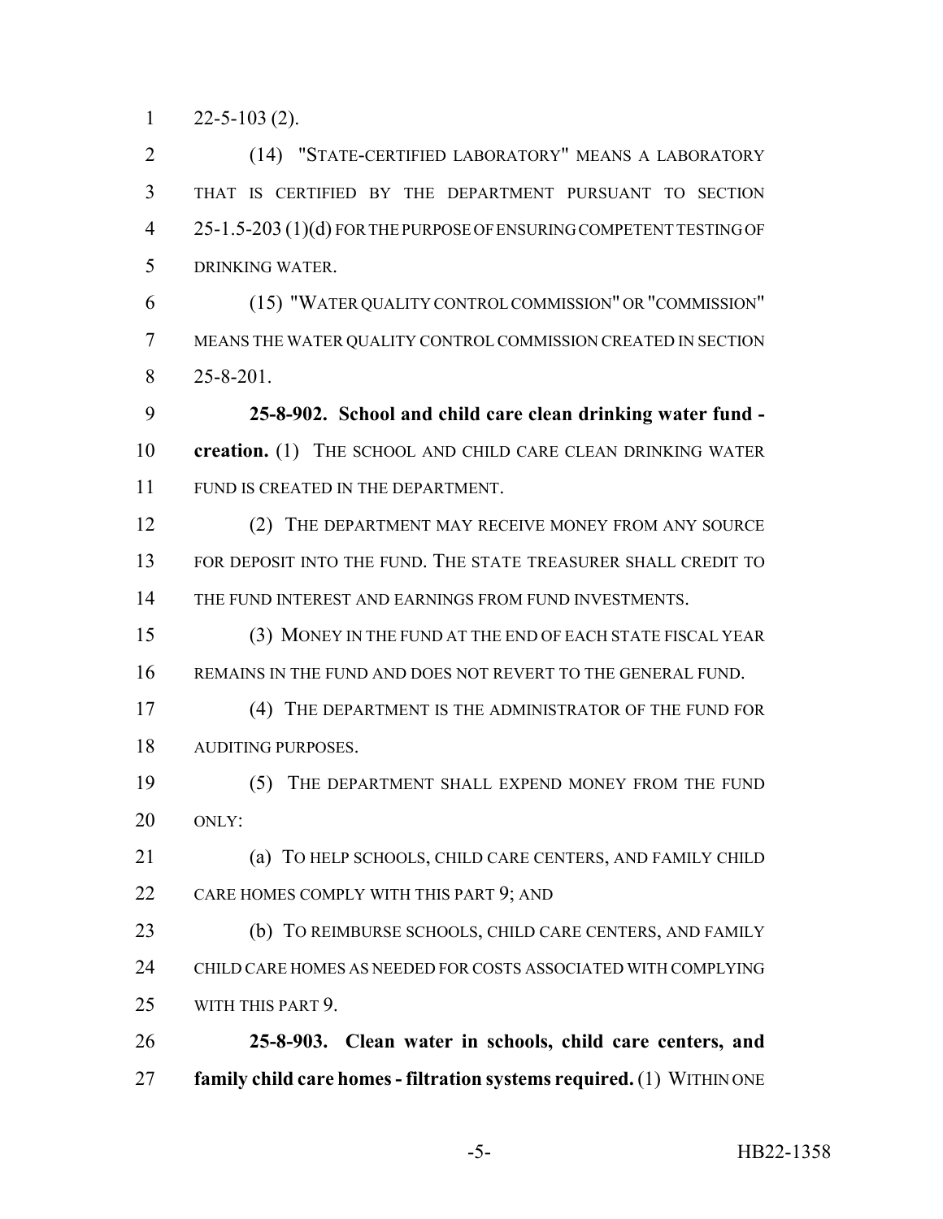22-5-103 (2).

(14) "STATE-CERTIFIED LABORATORY" MEANS A LABORATORY THAT IS CERTIFIED BY THE DEPARTMENT PURSUANT TO SECTION 25-1.5-203 (1)(d) FOR THE PURPOSE OF ENSURING COMPETENT TESTING OF DRINKING WATER.

(15) "WATER QUALITY CONTROL COMMISSION" OR "COMMISSION" MEANS THE WATER QUALITY CONTROL COMMISSION CREATED IN SECTION 25-8-201.

**25-8-902. School and child care clean drinking water fund - creation.** (1) THE SCHOOL AND CHILD CARE CLEAN DRINKING WATER FUND IS CREATED IN THE DEPARTMENT.

(2) THE DEPARTMENT MAY RECEIVE MONEY FROM ANY SOURCE FOR DEPOSIT INTO THE FUND. THE STATE TREASURER SHALL CREDIT TO THE FUND INTEREST AND EARNINGS FROM FUND INVESTMENTS.

(3) MONEY IN THE FUND AT THE END OF EACH STATE FISCAL YEAR REMAINS IN THE FUND AND DOES NOT REVERT TO THE GENERAL FUND.

(4) THE DEPARTMENT IS THE ADMINISTRATOR OF THE FUND FOR AUDITING PURPOSES.

(5) THE DEPARTMENT SHALL EXPEND MONEY FROM THE FUND ONLY:

(a) TO HELP SCHOOLS, CHILD CARE CENTERS, AND FAMILY CHILD CARE HOMES COMPLY WITH THIS PART 9; AND

(b) TO REIMBURSE SCHOOLS, CHILD CARE CENTERS, AND FAMILY CHILD CARE HOMES AS NEEDED FOR COSTS ASSOCIATED WITH COMPLYING WITH THIS PART 9.

**25-8-903. Clean water in schools, child care centers, and family child care homes - filtration systems required.** (1) WITHIN ONE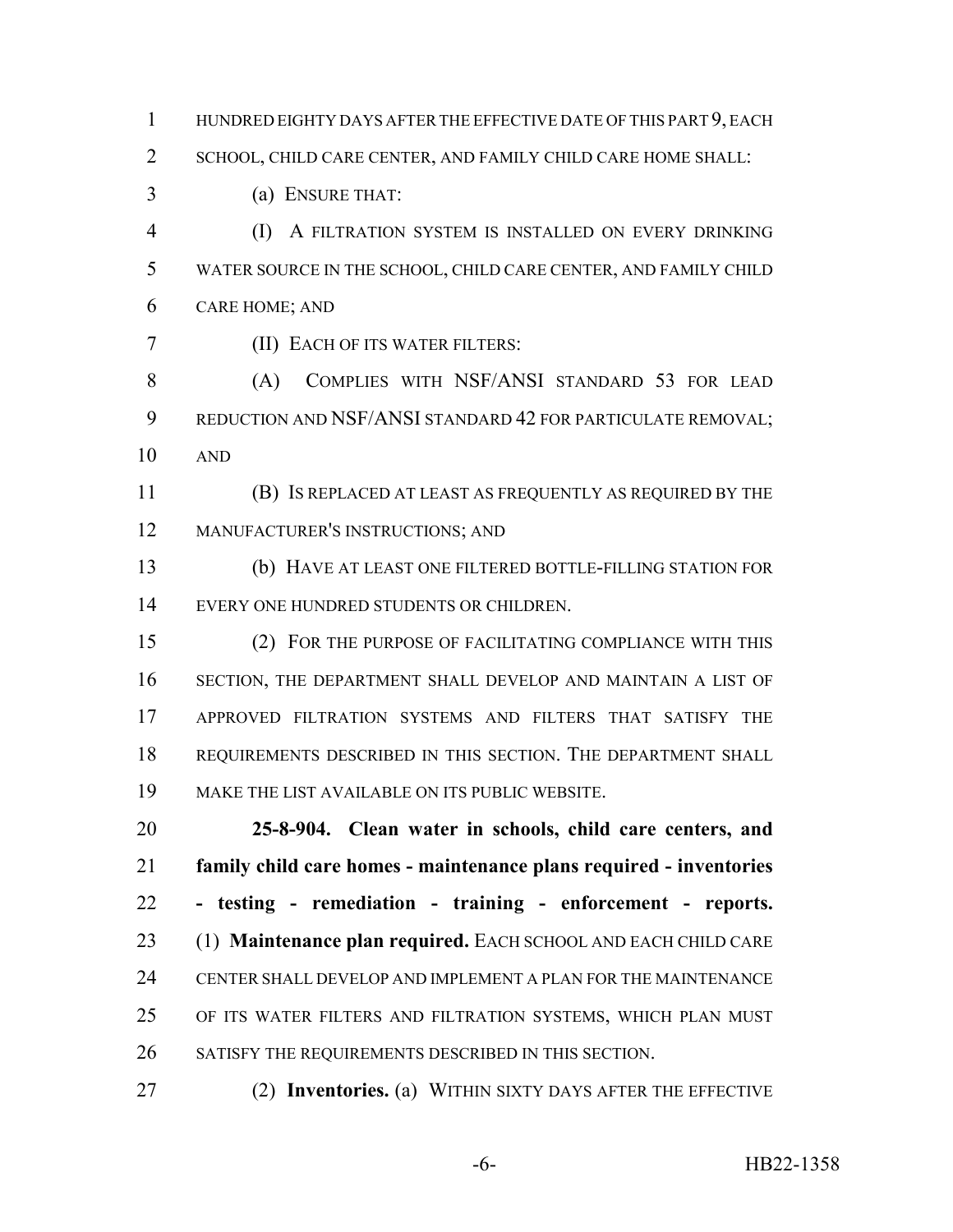HUNDRED EIGHTY DAYS AFTER THE EFFECTIVE DATE OF THIS PART 9, EACH SCHOOL, CHILD CARE CENTER, AND FAMILY CHILD CARE HOME SHALL:

(a) ENSURE THAT:

(I) A FILTRATION SYSTEM IS INSTALLED ON EVERY DRINKING WATER SOURCE IN THE SCHOOL, CHILD CARE CENTER, AND FAMILY CHILD CARE HOME; AND

(II) EACH OF ITS WATER FILTERS:

(A) COMPLIES WITH NSF/ANSI STANDARD 53 FOR LEAD REDUCTION AND NSF/ANSI STANDARD 42 FOR PARTICULATE REMOVAL; AND

(B) IS REPLACED AT LEAST AS FREQUENTLY AS REQUIRED BY THE MANUFACTURER'S INSTRUCTIONS; AND

(b) HAVE AT LEAST ONE FILTERED BOTTLE-FILLING STATION FOR EVERY ONE HUNDRED STUDENTS OR CHILDREN.

(2) FOR THE PURPOSE OF FACILITATING COMPLIANCE WITH THIS SECTION, THE DEPARTMENT SHALL DEVELOP AND MAINTAIN A LIST OF APPROVED FILTRATION SYSTEMS AND FILTERS THAT SATISFY THE REQUIREMENTS DESCRIBED IN THIS SECTION. THE DEPARTMENT SHALL MAKE THE LIST AVAILABLE ON ITS PUBLIC WEBSITE.

**25-8-904. Clean water in schools, child care centers, and family child care homes - maintenance plans required - inventories - testing - remediation - training - enforcement - reports.** (1) **Maintenance plan required.** EACH SCHOOL AND EACH CHILD CARE CENTER SHALL DEVELOP AND IMPLEMENT A PLAN FOR THE MAINTENANCE OF ITS WATER FILTERS AND FILTRATION SYSTEMS, WHICH PLAN MUST SATISFY THE REQUIREMENTS DESCRIBED IN THIS SECTION.

(2) **Inventories.** (a) WITHIN SIXTY DAYS AFTER THE EFFECTIVE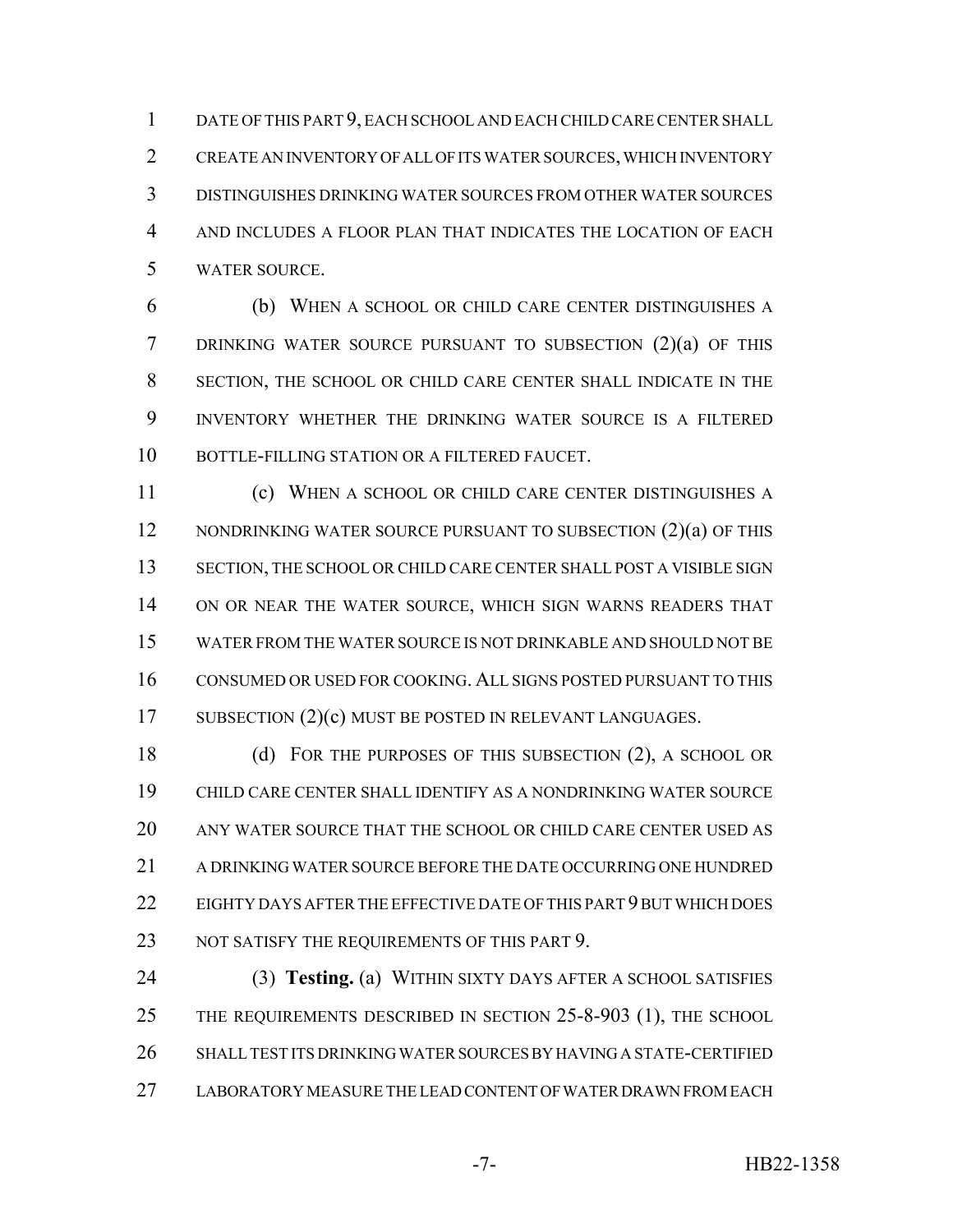DATE OF THIS PART 9, EACH SCHOOL AND EACH CHILD CARE CENTER SHALL CREATE AN INVENTORY OF ALL OF ITS WATER SOURCES, WHICH INVENTORY DISTINGUISHES DRINKING WATER SOURCES FROM OTHER WATER SOURCES AND INCLUDES A FLOOR PLAN THAT INDICATES THE LOCATION OF EACH WATER SOURCE.

(b) WHEN A SCHOOL OR CHILD CARE CENTER DISTINGUISHES A DRINKING WATER SOURCE PURSUANT TO SUBSECTION (2)(a) OF THIS SECTION, THE SCHOOL OR CHILD CARE CENTER SHALL INDICATE IN THE INVENTORY WHETHER THE DRINKING WATER SOURCE IS A FILTERED BOTTLE-FILLING STATION OR A FILTERED FAUCET.

(c) WHEN A SCHOOL OR CHILD CARE CENTER DISTINGUISHES A NONDRINKING WATER SOURCE PURSUANT TO SUBSECTION (2)(a) OF THIS SECTION, THE SCHOOL OR CHILD CARE CENTER SHALL POST A VISIBLE SIGN ON OR NEAR THE WATER SOURCE, WHICH SIGN WARNS READERS THAT WATER FROM THE WATER SOURCE IS NOT DRINKABLE AND SHOULD NOT BE CONSUMED OR USED FOR COOKING. ALL SIGNS POSTED PURSUANT TO THIS SUBSECTION (2)(c) MUST BE POSTED IN RELEVANT LANGUAGES.

(d) FOR THE PURPOSES OF THIS SUBSECTION (2), A SCHOOL OR CHILD CARE CENTER SHALL IDENTIFY AS A NONDRINKING WATER SOURCE ANY WATER SOURCE THAT THE SCHOOL OR CHILD CARE CENTER USED AS A DRINKING WATER SOURCE BEFORE THE DATE OCCURRING ONE HUNDRED EIGHTY DAYS AFTER THE EFFECTIVE DATE OF THIS PART 9 BUT WHICH DOES NOT SATISFY THE REQUIREMENTS OF THIS PART 9.

(3) **Testing.** (a) WITHIN SIXTY DAYS AFTER A SCHOOL SATISFIES THE REQUIREMENTS DESCRIBED IN SECTION 25-8-903 (1), THE SCHOOL SHALL TEST ITS DRINKING WATER SOURCES BY HAVING A STATE-CERTIFIED LABORATORY MEASURE THE LEAD CONTENT OF WATER DRAWN FROM EACH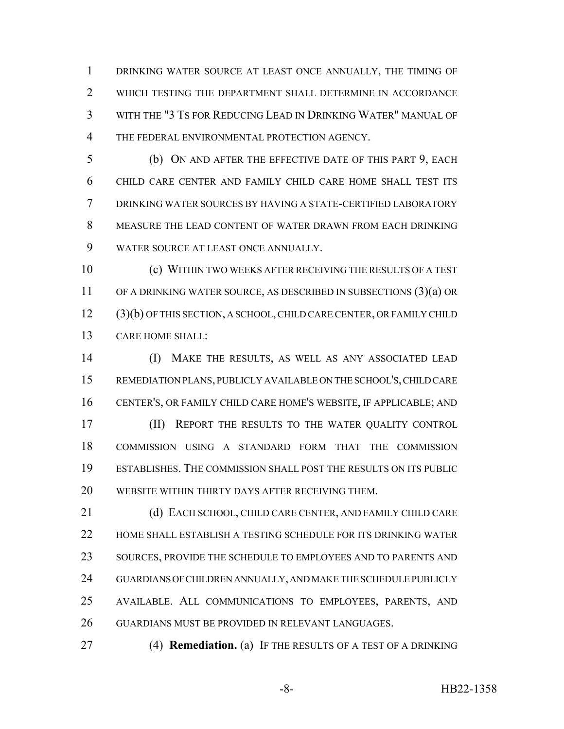DRINKING WATER SOURCE AT LEAST ONCE ANNUALLY, THE TIMING OF WHICH TESTING THE DEPARTMENT SHALL DETERMINE IN ACCORDANCE WITH THE "3 TS FOR REDUCING LEAD IN DRINKING WATER" MANUAL OF THE FEDERAL ENVIRONMENTAL PROTECTION AGENCY.

(b) ON AND AFTER THE EFFECTIVE DATE OF THIS PART 9, EACH CHILD CARE CENTER AND FAMILY CHILD CARE HOME SHALL TEST ITS DRINKING WATER SOURCES BY HAVING A STATE-CERTIFIED LABORATORY MEASURE THE LEAD CONTENT OF WATER DRAWN FROM EACH DRINKING WATER SOURCE AT LEAST ONCE ANNUALLY.

(c) WITHIN TWO WEEKS AFTER RECEIVING THE RESULTS OF A TEST OF A DRINKING WATER SOURCE, AS DESCRIBED IN SUBSECTIONS (3)(a) OR (3)(b) OF THIS SECTION, A SCHOOL, CHILD CARE CENTER, OR FAMILY CHILD CARE HOME SHALL:

(I) MAKE THE RESULTS, AS WELL AS ANY ASSOCIATED LEAD REMEDIATION PLANS, PUBLICLY AVAILABLE ON THE SCHOOL'S, CHILD CARE CENTER'S, OR FAMILY CHILD CARE HOME'S WEBSITE, IF APPLICABLE; AND

(II) REPORT THE RESULTS TO THE WATER QUALITY CONTROL COMMISSION USING A STANDARD FORM THAT THE COMMISSION ESTABLISHES. THE COMMISSION SHALL POST THE RESULTS ON ITS PUBLIC WEBSITE WITHIN THIRTY DAYS AFTER RECEIVING THEM.

(d) EACH SCHOOL, CHILD CARE CENTER, AND FAMILY CHILD CARE HOME SHALL ESTABLISH A TESTING SCHEDULE FOR ITS DRINKING WATER SOURCES, PROVIDE THE SCHEDULE TO EMPLOYEES AND TO PARENTS AND GUARDIANS OF CHILDREN ANNUALLY, AND MAKE THE SCHEDULE PUBLICLY AVAILABLE. ALL COMMUNICATIONS TO EMPLOYEES, PARENTS, AND GUARDIANS MUST BE PROVIDED IN RELEVANT LANGUAGES.

(4) **Remediation.** (a) IF THE RESULTS OF A TEST OF A DRINKING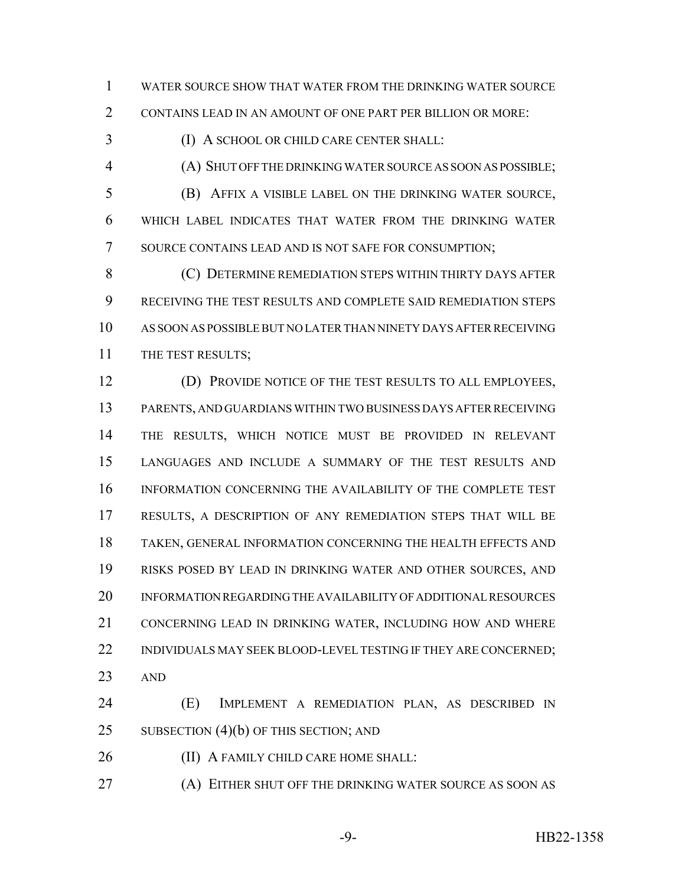WATER SOURCE SHOW THAT WATER FROM THE DRINKING WATER SOURCE CONTAINS LEAD IN AN AMOUNT OF ONE PART PER BILLION OR MORE:

(I) A SCHOOL OR CHILD CARE CENTER SHALL:

(A) SHUT OFF THE DRINKING WATER SOURCE AS SOON AS POSSIBLE;

(B) AFFIX A VISIBLE LABEL ON THE DRINKING WATER SOURCE, WHICH LABEL INDICATES THAT WATER FROM THE DRINKING WATER SOURCE CONTAINS LEAD AND IS NOT SAFE FOR CONSUMPTION;

(C) DETERMINE REMEDIATION STEPS WITHIN THIRTY DAYS AFTER RECEIVING THE TEST RESULTS AND COMPLETE SAID REMEDIATION STEPS AS SOON AS POSSIBLE BUT NO LATER THAN NINETY DAYS AFTER RECEIVING THE TEST RESULTS;

(D) PROVIDE NOTICE OF THE TEST RESULTS TO ALL EMPLOYEES, PARENTS, AND GUARDIANS WITHIN TWO BUSINESS DAYS AFTER RECEIVING THE RESULTS, WHICH NOTICE MUST BE PROVIDED IN RELEVANT LANGUAGES AND INCLUDE A SUMMARY OF THE TEST RESULTS AND INFORMATION CONCERNING THE AVAILABILITY OF THE COMPLETE TEST RESULTS, A DESCRIPTION OF ANY REMEDIATION STEPS THAT WILL BE TAKEN, GENERAL INFORMATION CONCERNING THE HEALTH EFFECTS AND RISKS POSED BY LEAD IN DRINKING WATER AND OTHER SOURCES, AND INFORMATION REGARDING THE AVAILABILITY OF ADDITIONAL RESOURCES CONCERNING LEAD IN DRINKING WATER, INCLUDING HOW AND WHERE INDIVIDUALS MAY SEEK BLOOD-LEVEL TESTING IF THEY ARE CONCERNED; AND

(E) IMPLEMENT A REMEDIATION PLAN, AS DESCRIBED IN SUBSECTION (4)(b) OF THIS SECTION; AND

(II) A FAMILY CHILD CARE HOME SHALL:

(A) EITHER SHUT OFF THE DRINKING WATER SOURCE AS SOON AS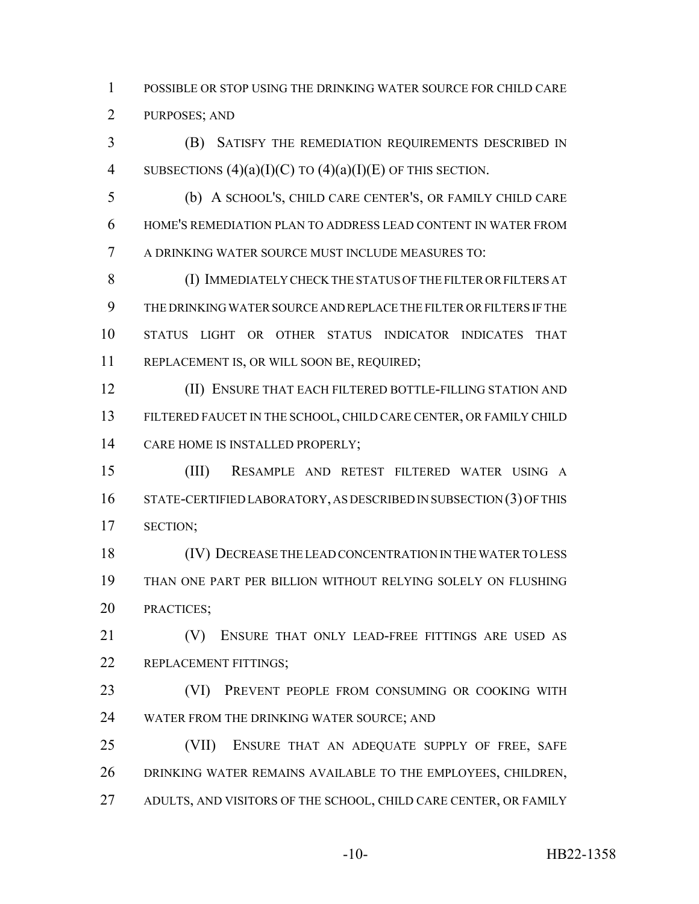POSSIBLE OR STOP USING THE DRINKING WATER SOURCE FOR CHILD CARE PURPOSES; AND

(B) SATISFY THE REMEDIATION REQUIREMENTS DESCRIBED IN SUBSECTIONS (4)(a)(I)(C) TO (4)(a)(I)(E) OF THIS SECTION.

(b) A SCHOOL'S, CHILD CARE CENTER'S, OR FAMILY CHILD CARE HOME'S REMEDIATION PLAN TO ADDRESS LEAD CONTENT IN WATER FROM A DRINKING WATER SOURCE MUST INCLUDE MEASURES TO:

(I) IMMEDIATELY CHECK THE STATUS OF THE FILTER OR FILTERS AT THE DRINKING WATER SOURCE AND REPLACE THE FILTER OR FILTERS IF THE STATUS LIGHT OR OTHER STATUS INDICATOR INDICATES THAT REPLACEMENT IS, OR WILL SOON BE, REQUIRED;

(II) ENSURE THAT EACH FILTERED BOTTLE-FILLING STATION AND FILTERED FAUCET IN THE SCHOOL, CHILD CARE CENTER, OR FAMILY CHILD CARE HOME IS INSTALLED PROPERLY;

(III) RESAMPLE AND RETEST FILTERED WATER USING A STATE-CERTIFIED LABORATORY, AS DESCRIBED IN SUBSECTION (3) OF THIS SECTION;

(IV) DECREASE THE LEAD CONCENTRATION IN THE WATER TO LESS THAN ONE PART PER BILLION WITHOUT RELYING SOLELY ON FLUSHING PRACTICES;

(V) ENSURE THAT ONLY LEAD-FREE FITTINGS ARE USED AS REPLACEMENT FITTINGS;

(VI) PREVENT PEOPLE FROM CONSUMING OR COOKING WITH WATER FROM THE DRINKING WATER SOURCE; AND

(VII) ENSURE THAT AN ADEQUATE SUPPLY OF FREE, SAFE DRINKING WATER REMAINS AVAILABLE TO THE EMPLOYEES, CHILDREN, ADULTS, AND VISITORS OF THE SCHOOL, CHILD CARE CENTER, OR FAMILY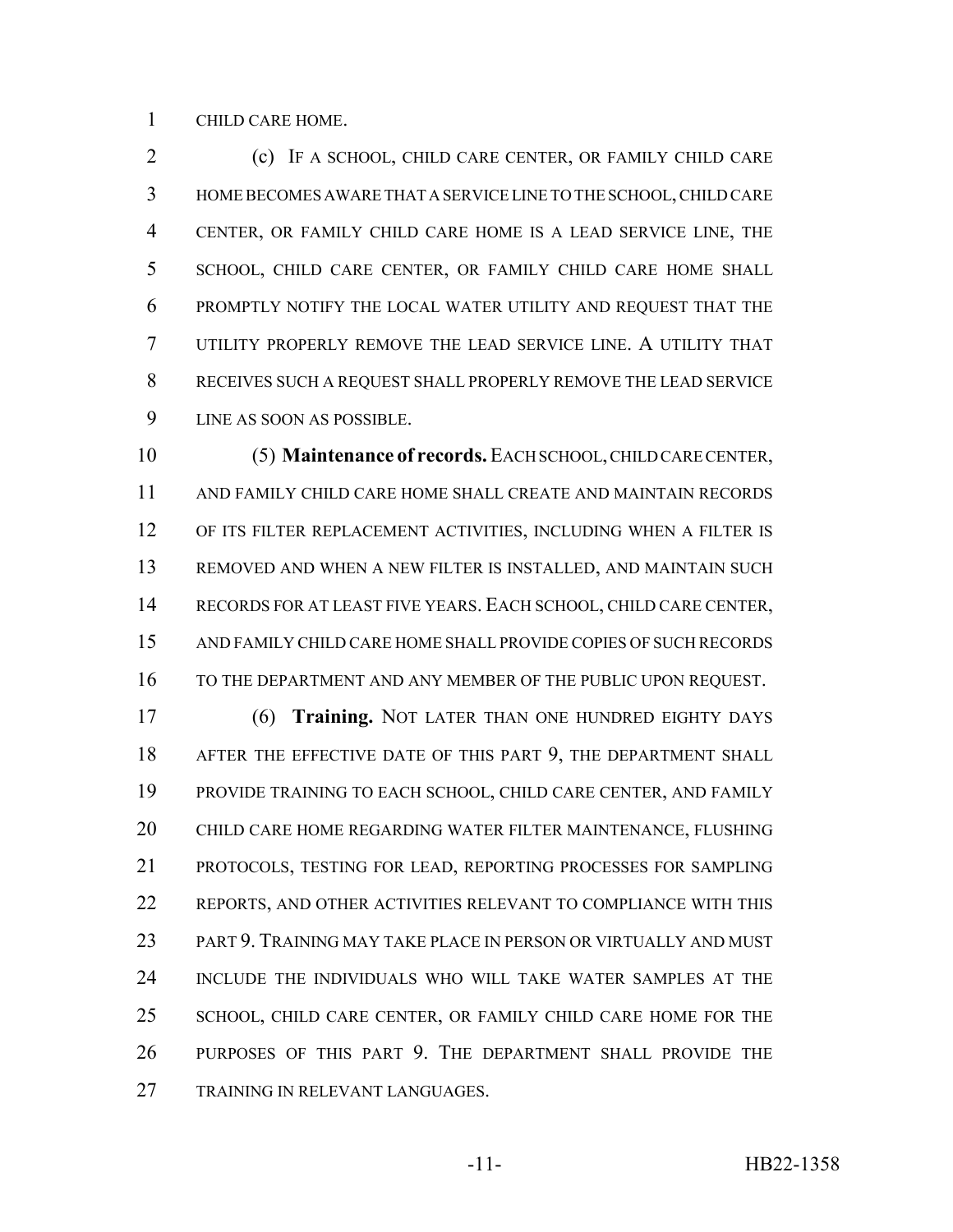CHILD CARE HOME.

(c) IF A SCHOOL, CHILD CARE CENTER, OR FAMILY CHILD CARE HOME BECOMES AWARE THAT A SERVICE LINE TO THE SCHOOL, CHILD CARE CENTER, OR FAMILY CHILD CARE HOME IS A LEAD SERVICE LINE, THE SCHOOL, CHILD CARE CENTER, OR FAMILY CHILD CARE HOME SHALL PROMPTLY NOTIFY THE LOCAL WATER UTILITY AND REQUEST THAT THE UTILITY PROPERLY REMOVE THE LEAD SERVICE LINE. A UTILITY THAT RECEIVES SUCH A REQUEST SHALL PROPERLY REMOVE THE LEAD SERVICE LINE AS SOON AS POSSIBLE.

(5) **Maintenance of records.** EACH SCHOOL, CHILD CARE CENTER, AND FAMILY CHILD CARE HOME SHALL CREATE AND MAINTAIN RECORDS OF ITS FILTER REPLACEMENT ACTIVITIES, INCLUDING WHEN A FILTER IS REMOVED AND WHEN A NEW FILTER IS INSTALLED, AND MAINTAIN SUCH RECORDS FOR AT LEAST FIVE YEARS. EACH SCHOOL, CHILD CARE CENTER, AND FAMILY CHILD CARE HOME SHALL PROVIDE COPIES OF SUCH RECORDS TO THE DEPARTMENT AND ANY MEMBER OF THE PUBLIC UPON REQUEST.

(6) **Training.** NOT LATER THAN ONE HUNDRED EIGHTY DAYS AFTER THE EFFECTIVE DATE OF THIS PART 9, THE DEPARTMENT SHALL PROVIDE TRAINING TO EACH SCHOOL, CHILD CARE CENTER, AND FAMILY CHILD CARE HOME REGARDING WATER FILTER MAINTENANCE, FLUSHING PROTOCOLS, TESTING FOR LEAD, REPORTING PROCESSES FOR SAMPLING REPORTS, AND OTHER ACTIVITIES RELEVANT TO COMPLIANCE WITH THIS PART 9. TRAINING MAY TAKE PLACE IN PERSON OR VIRTUALLY AND MUST INCLUDE THE INDIVIDUALS WHO WILL TAKE WATER SAMPLES AT THE SCHOOL, CHILD CARE CENTER, OR FAMILY CHILD CARE HOME FOR THE PURPOSES OF THIS PART 9. THE DEPARTMENT SHALL PROVIDE THE TRAINING IN RELEVANT LANGUAGES.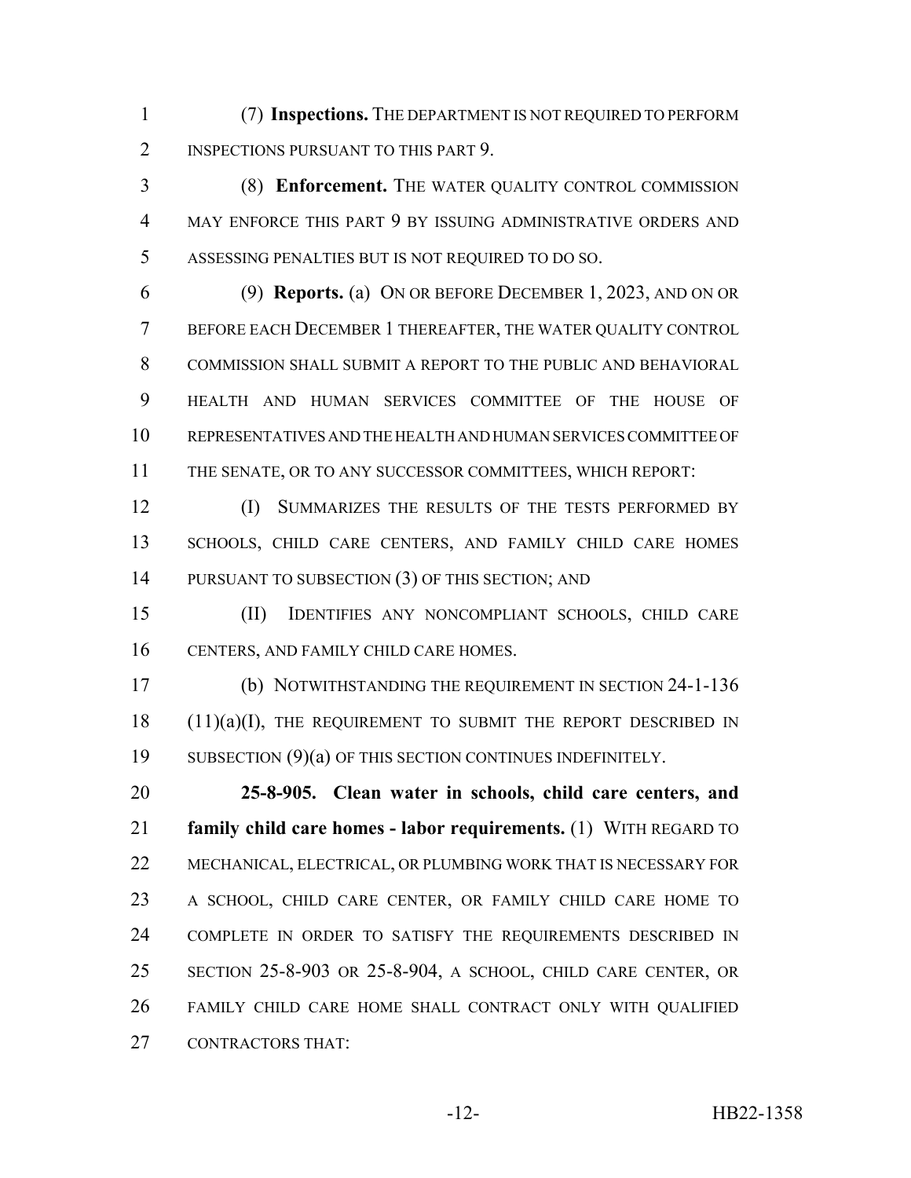(7) **Inspections.** THE DEPARTMENT IS NOT REQUIRED TO PERFORM INSPECTIONS PURSUANT TO THIS PART 9.

(8) **Enforcement.** THE WATER QUALITY CONTROL COMMISSION MAY ENFORCE THIS PART 9 BY ISSUING ADMINISTRATIVE ORDERS AND ASSESSING PENALTIES BUT IS NOT REQUIRED TO DO SO.

(9) **Reports.** (a) ON OR BEFORE DECEMBER 1, 2023, AND ON OR BEFORE EACH DECEMBER 1 THEREAFTER, THE WATER QUALITY CONTROL COMMISSION SHALL SUBMIT A REPORT TO THE PUBLIC AND BEHAVIORAL HEALTH AND HUMAN SERVICES COMMITTEE OF THE HOUSE OF REPRESENTATIVES AND THE HEALTH AND HUMAN SERVICES COMMITTEE OF THE SENATE, OR TO ANY SUCCESSOR COMMITTEES, WHICH REPORT:

(I) SUMMARIZES THE RESULTS OF THE TESTS PERFORMED BY SCHOOLS, CHILD CARE CENTERS, AND FAMILY CHILD CARE HOMES PURSUANT TO SUBSECTION (3) OF THIS SECTION; AND

(II) IDENTIFIES ANY NONCOMPLIANT SCHOOLS, CHILD CARE CENTERS, AND FAMILY CHILD CARE HOMES.

(b) NOTWITHSTANDING THE REQUIREMENT IN SECTION 24-1-136 (11)(a)(I), THE REQUIREMENT TO SUBMIT THE REPORT DESCRIBED IN SUBSECTION (9)(a) OF THIS SECTION CONTINUES INDEFINITELY.

**25-8-905. Clean water in schools, child care centers, and family child care homes - labor requirements.** (1) WITH REGARD TO MECHANICAL, ELECTRICAL, OR PLUMBING WORK THAT IS NECESSARY FOR A SCHOOL, CHILD CARE CENTER, OR FAMILY CHILD CARE HOME TO COMPLETE IN ORDER TO SATISFY THE REQUIREMENTS DESCRIBED IN SECTION 25-8-903 OR 25-8-904, A SCHOOL, CHILD CARE CENTER, OR FAMILY CHILD CARE HOME SHALL CONTRACT ONLY WITH QUALIFIED CONTRACTORS THAT: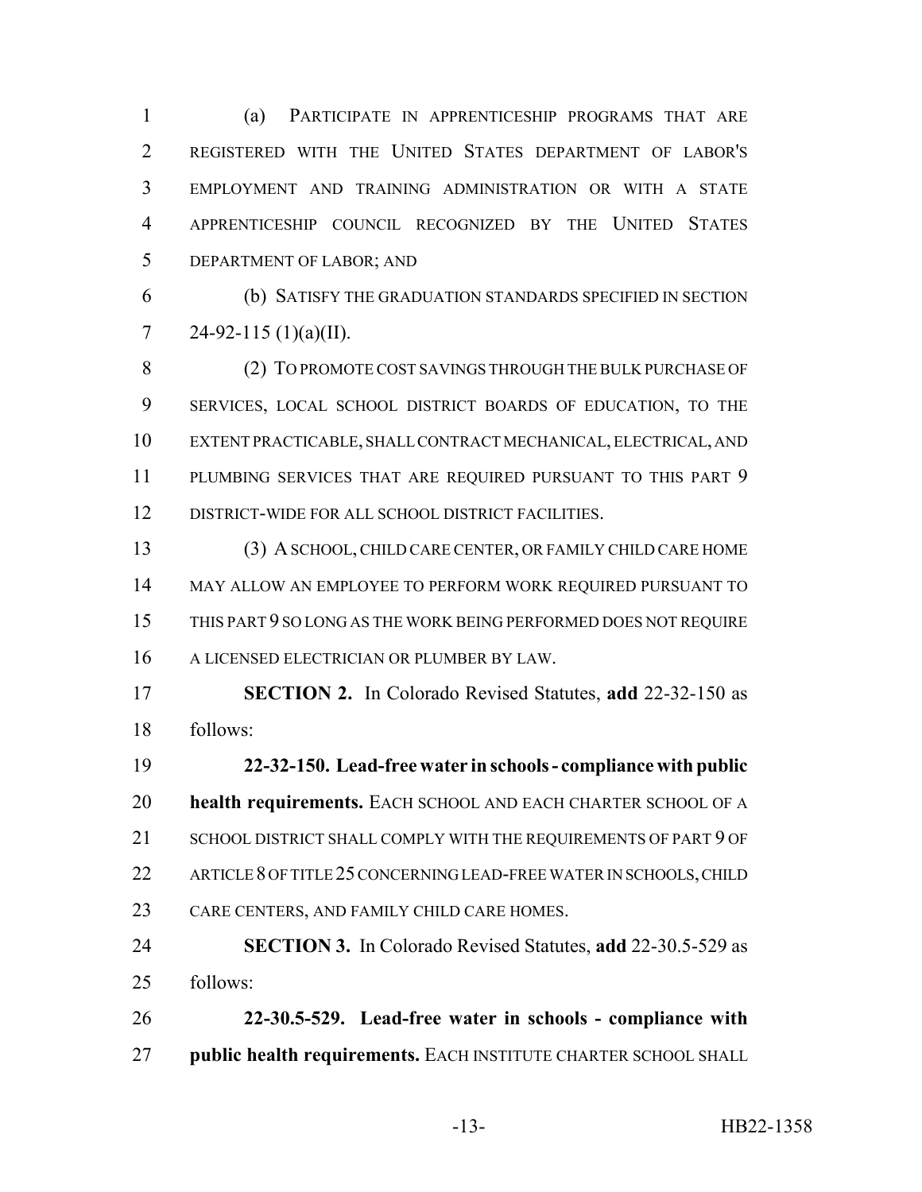(a) PARTICIPATE IN APPRENTICESHIP PROGRAMS THAT ARE REGISTERED WITH THE UNITED STATES DEPARTMENT OF LABOR'S EMPLOYMENT AND TRAINING ADMINISTRATION OR WITH A STATE APPRENTICESHIP COUNCIL RECOGNIZED BY THE UNITED STATES DEPARTMENT OF LABOR; AND

(b) SATISFY THE GRADUATION STANDARDS SPECIFIED IN SECTION 24-92-115 (1)(a)(II).

(2) TO PROMOTE COST SAVINGS THROUGH THE BULK PURCHASE OF SERVICES, LOCAL SCHOOL DISTRICT BOARDS OF EDUCATION, TO THE EXTENT PRACTICABLE, SHALL CONTRACT MECHANICAL, ELECTRICAL, AND PLUMBING SERVICES THAT ARE REQUIRED PURSUANT TO THIS PART 9 DISTRICT-WIDE FOR ALL SCHOOL DISTRICT FACILITIES.

(3) A SCHOOL, CHILD CARE CENTER, OR FAMILY CHILD CARE HOME MAY ALLOW AN EMPLOYEE TO PERFORM WORK REQUIRED PURSUANT TO THIS PART 9 SO LONG AS THE WORK BEING PERFORMED DOES NOT REQUIRE A LICENSED ELECTRICIAN OR PLUMBER BY LAW.

**SECTION 2.** In Colorado Revised Statutes, **add** 22-32-150 as follows:

**22-32-150. Lead-free water in schools - compliance with public health requirements.** EACH SCHOOL AND EACH CHARTER SCHOOL OF A SCHOOL DISTRICT SHALL COMPLY WITH THE REQUIREMENTS OF PART 9 OF ARTICLE 8 OF TITLE 25 CONCERNING LEAD-FREE WATER IN SCHOOLS, CHILD CARE CENTERS, AND FAMILY CHILD CARE HOMES.

**SECTION 3.** In Colorado Revised Statutes, **add** 22-30.5-529 as follows:

**22-30.5-529. Lead-free water in schools - compliance with public health requirements.** EACH INSTITUTE CHARTER SCHOOL SHALL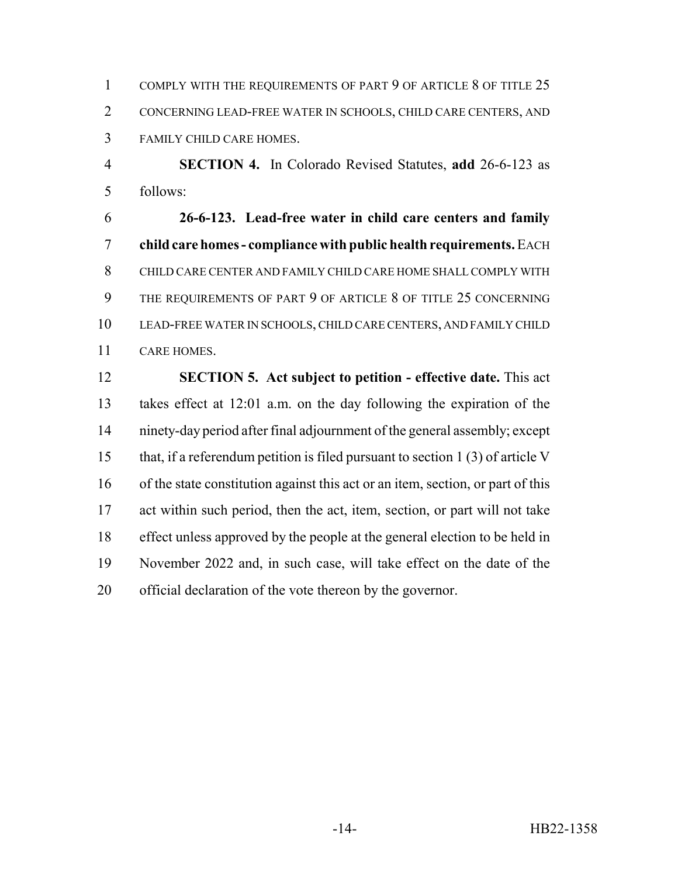COMPLY WITH THE REQUIREMENTS OF PART 9 OF ARTICLE 8 OF TITLE 25 CONCERNING LEAD-FREE WATER IN SCHOOLS, CHILD CARE CENTERS, AND FAMILY CHILD CARE HOMES.

**SECTION 4.** In Colorado Revised Statutes, **add** 26-6-123 as follows:

**26-6-123. Lead-free water in child care centers and family child care homes - compliance with public health requirements.** EACH CHILD CARE CENTER AND FAMILY CHILD CARE HOME SHALL COMPLY WITH THE REQUIREMENTS OF PART 9 OF ARTICLE 8 OF TITLE 25 CONCERNING LEAD-FREE WATER IN SCHOOLS, CHILD CARE CENTERS, AND FAMILY CHILD CARE HOMES.

**SECTION 5. Act subject to petition - effective date.** This act takes effect at 12:01 a.m. on the day following the expiration of the ninety-day period after final adjournment of the general assembly; except that, if a referendum petition is filed pursuant to section 1 (3) of article V of the state constitution against this act or an item, section, or part of this act within such period, then the act, item, section, or part will not take effect unless approved by the people at the general election to be held in November 2022 and, in such case, will take effect on the date of the official declaration of the vote thereon by the governor.